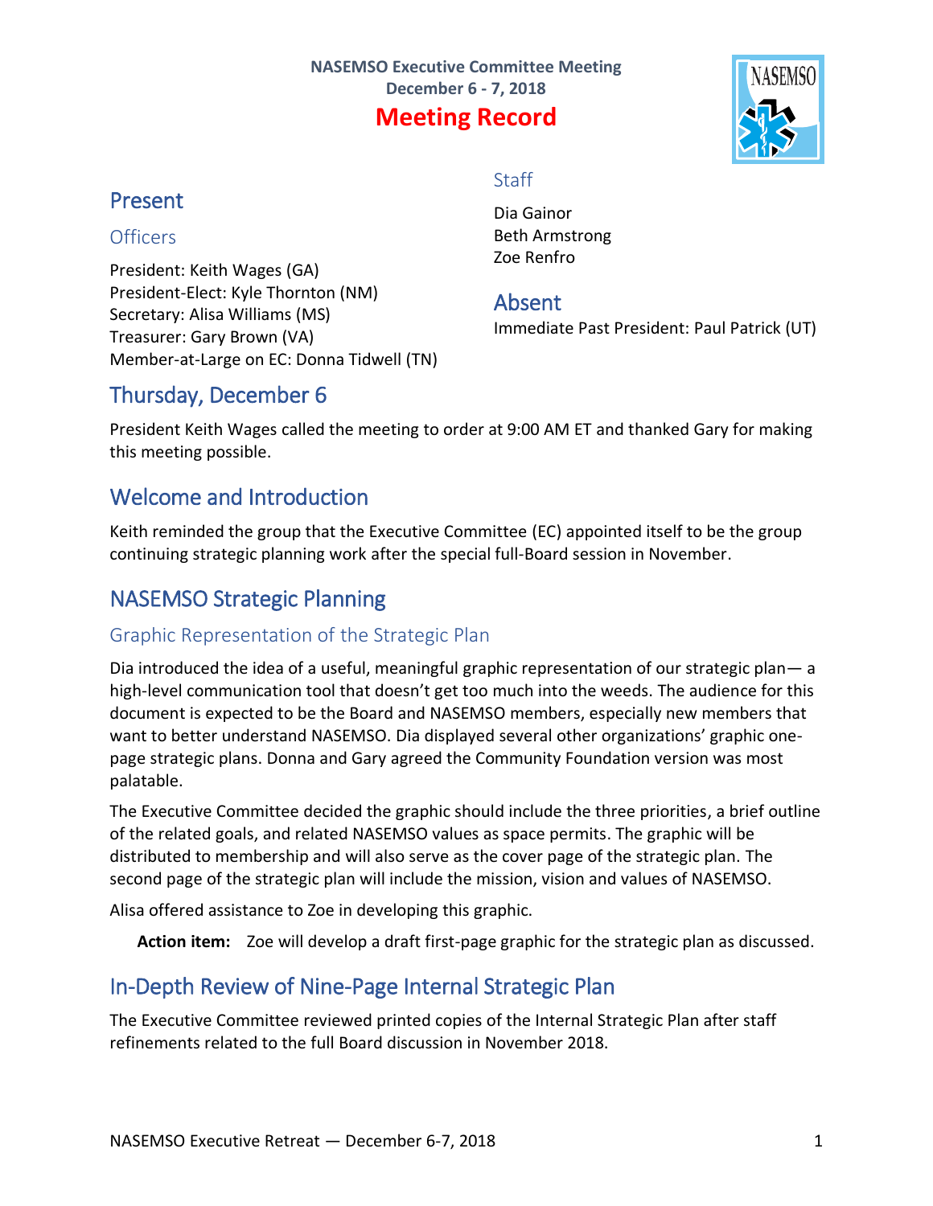NASEMSO Executive Committee Meeting
December 6 - 7, 2018

# Meeting Record

## Present

### Officers

President: Keith Wages (GA)
President-Elect: Kyle Thornton (NM)
Secretary: Alisa Williams (MS)
Treasurer: Gary Brown (VA)
Member-at-Large on EC: Donna Tidwell (TN)

### Staff

Dia Gainor
Beth Armstrong
Zoe Renfro

## Absent

Immediate Past President: Paul Patrick (UT)

## Thursday, December 6

President Keith Wages called the meeting to order at 9:00 AM ET and thanked Gary for making this meeting possible.

## Welcome and Introduction

Keith reminded the group that the Executive Committee (EC) appointed itself to be the group continuing strategic planning work after the special full-Board session in November.

## NASEMSO Strategic Planning

### Graphic Representation of the Strategic Plan

Dia introduced the idea of a useful, meaningful graphic representation of our strategic plan— a high-level communication tool that doesn't get too much into the weeds. The audience for this document is expected to be the Board and NASEMSO members, especially new members that want to better understand NASEMSO. Dia displayed several other organizations' graphic one-page strategic plans. Donna and Gary agreed the Community Foundation version was most palatable.

The Executive Committee decided the graphic should include the three priorities, a brief outline of the related goals, and related NASEMSO values as space permits. The graphic will be distributed to membership and will also serve as the cover page of the strategic plan. The second page of the strategic plan will include the mission, vision and values of NASEMSO.

Alisa offered assistance to Zoe in developing this graphic.

**Action item:** Zoe will develop a draft first-page graphic for the strategic plan as discussed.

## In-Depth Review of Nine-Page Internal Strategic Plan

The Executive Committee reviewed printed copies of the Internal Strategic Plan after staff refinements related to the full Board discussion in November 2018.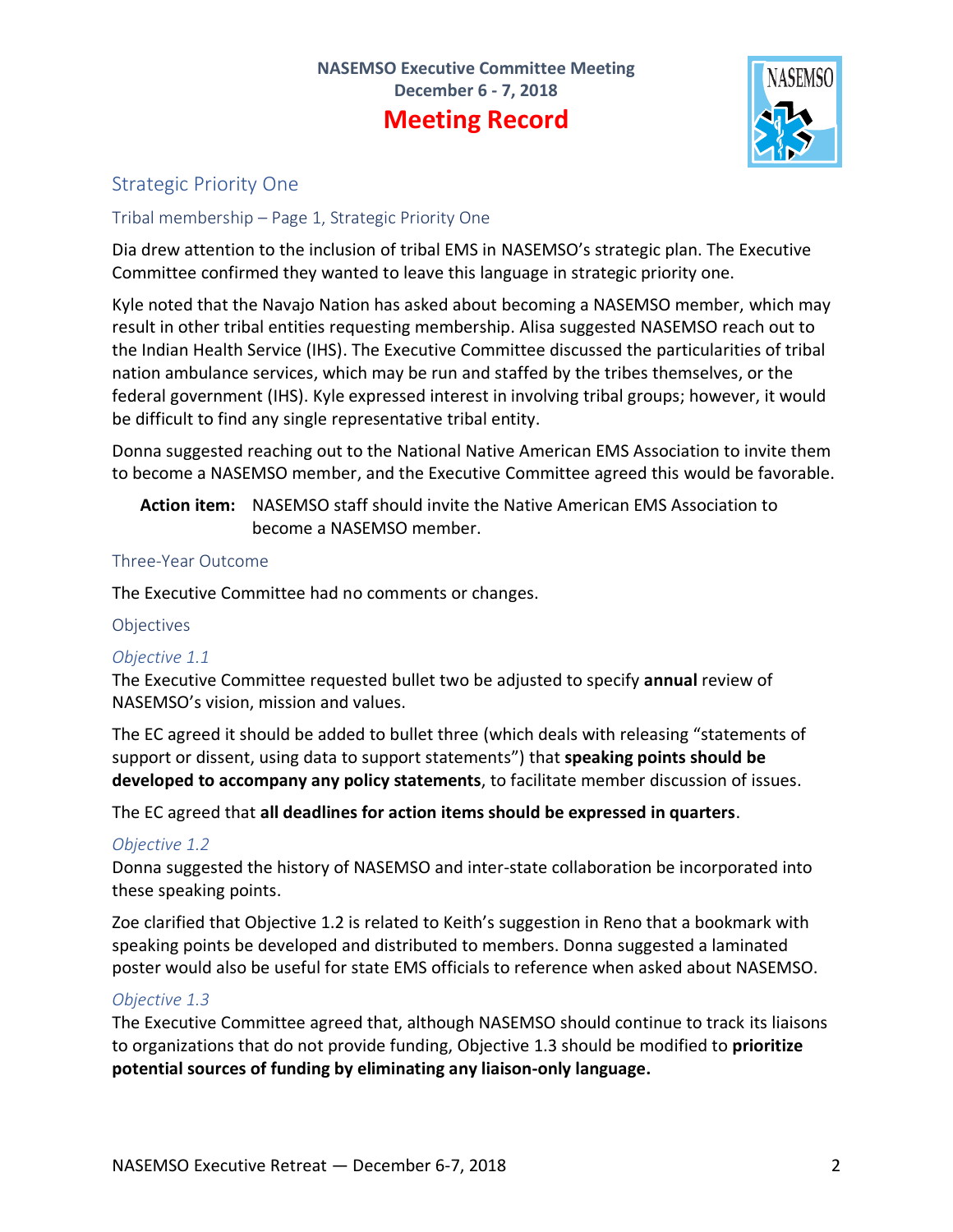NASEMSO Executive Committee Meeting
December 6 - 7, 2018

# Meeting Record

## Strategic Priority One

### Tribal membership – Page 1, Strategic Priority One

Dia drew attention to the inclusion of tribal EMS in NASEMSO's strategic plan. The Executive Committee confirmed they wanted to leave this language in strategic priority one.

Kyle noted that the Navajo Nation has asked about becoming a NASEMSO member, which may result in other tribal entities requesting membership. Alisa suggested NASEMSO reach out to the Indian Health Service (IHS). The Executive Committee discussed the particularities of tribal nation ambulance services, which may be run and staffed by the tribes themselves, or the federal government (IHS). Kyle expressed interest in involving tribal groups; however, it would be difficult to find any single representative tribal entity.

Donna suggested reaching out to the National Native American EMS Association to invite them to become a NASEMSO member, and the Executive Committee agreed this would be favorable.

**Action item:** NASEMSO staff should invite the Native American EMS Association to become a NASEMSO member.

### Three-Year Outcome

The Executive Committee had no comments or changes.

### Objectives

#### *Objective 1.1*

The Executive Committee requested bullet two be adjusted to specify **annual** review of NASEMSO's vision, mission and values.

The EC agreed it should be added to bullet three (which deals with releasing "statements of support or dissent, using data to support statements") that **speaking points should be developed to accompany any policy statements**, to facilitate member discussion of issues.

The EC agreed that **all deadlines for action items should be expressed in quarters**.

#### *Objective 1.2*

Donna suggested the history of NASEMSO and inter-state collaboration be incorporated into these speaking points.

Zoe clarified that Objective 1.2 is related to Keith's suggestion in Reno that a bookmark with speaking points be developed and distributed to members. Donna suggested a laminated poster would also be useful for state EMS officials to reference when asked about NASEMSO.

#### *Objective 1.3*

The Executive Committee agreed that, although NASEMSO should continue to track its liaisons to organizations that do not provide funding, Objective 1.3 should be modified to **prioritize potential sources of funding by eliminating any liaison-only language.**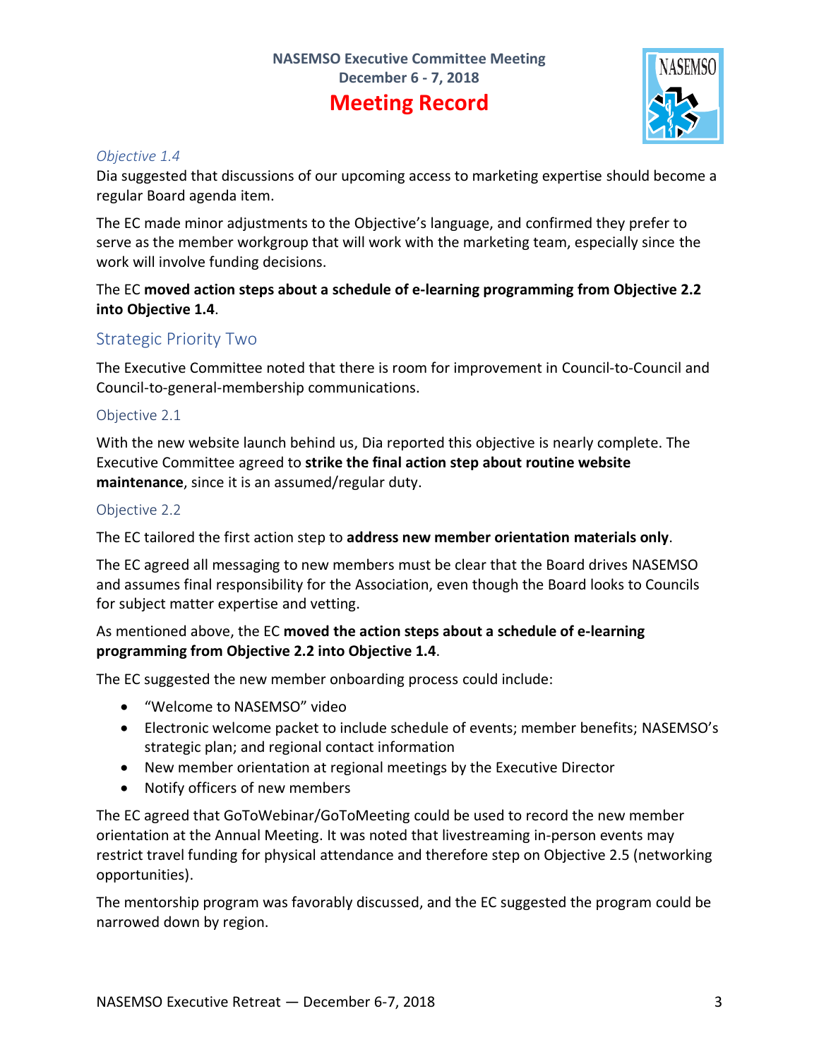### *Objective 1.4*

Dia suggested that discussions of our upcoming access to marketing expertise should become a regular Board agenda item.

The EC made minor adjustments to the Objective's language, and confirmed they prefer to serve as the member workgroup that will work with the marketing team, especially since the work will involve funding decisions.

The EC **moved action steps about a schedule of e-learning programming from Objective 2.2 into Objective 1.4**.

## Strategic Priority Two

The Executive Committee noted that there is room for improvement in Council-to-Council and Council-to-general-membership communications.

### Objective 2.1

With the new website launch behind us, Dia reported this objective is nearly complete. The Executive Committee agreed to **strike the final action step about routine website maintenance**, since it is an assumed/regular duty.

### Objective 2.2

The EC tailored the first action step to **address new member orientation materials only**.

The EC agreed all messaging to new members must be clear that the Board drives NASEMSO and assumes final responsibility for the Association, even though the Board looks to Councils for subject matter expertise and vetting.

As mentioned above, the EC **moved the action steps about a schedule of e-learning programming from Objective 2.2 into Objective 1.4**.

The EC suggested the new member onboarding process could include:

- "Welcome to NASEMSO" video
- Electronic welcome packet to include schedule of events; member benefits; NASEMSO's strategic plan; and regional contact information
- New member orientation at regional meetings by the Executive Director
- Notify officers of new members

The EC agreed that GoToWebinar/GoToMeeting could be used to record the new member orientation at the Annual Meeting. It was noted that livestreaming in-person events may restrict travel funding for physical attendance and therefore step on Objective 2.5 (networking opportunities).

The mentorship program was favorably discussed, and the EC suggested the program could be narrowed down by region.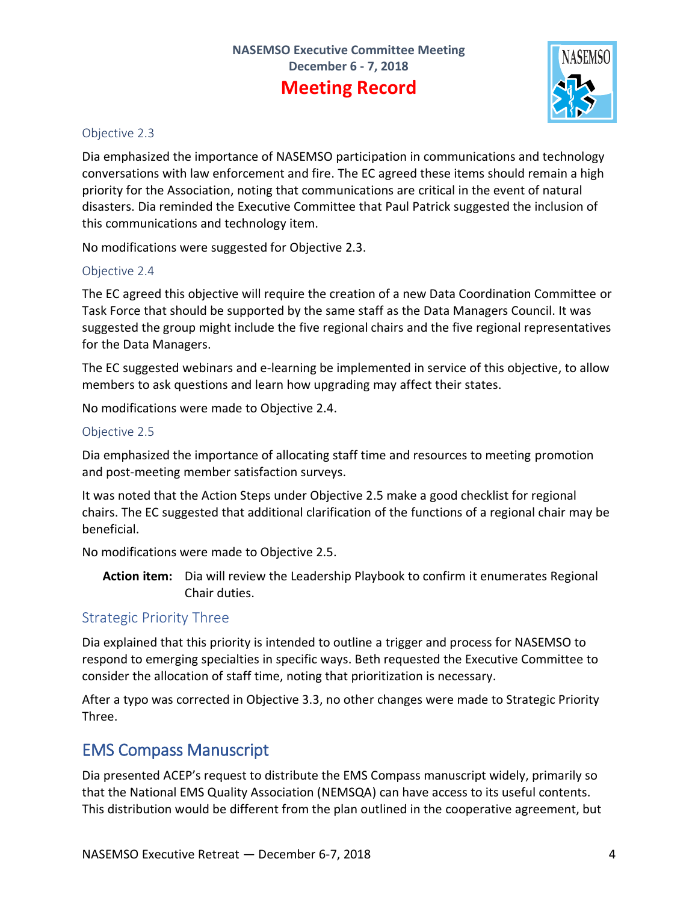### Objective 2.3

Dia emphasized the importance of NASEMSO participation in communications and technology conversations with law enforcement and fire. The EC agreed these items should remain a high priority for the Association, noting that communications are critical in the event of natural disasters. Dia reminded the Executive Committee that Paul Patrick suggested the inclusion of this communications and technology item.

No modifications were suggested for Objective 2.3.

### Objective 2.4

The EC agreed this objective will require the creation of a new Data Coordination Committee or Task Force that should be supported by the same staff as the Data Managers Council. It was suggested the group might include the five regional chairs and the five regional representatives for the Data Managers.

The EC suggested webinars and e-learning be implemented in service of this objective, to allow members to ask questions and learn how upgrading may affect their states.

No modifications were made to Objective 2.4.

### Objective 2.5

Dia emphasized the importance of allocating staff time and resources to meeting promotion and post-meeting member satisfaction surveys.

It was noted that the Action Steps under Objective 2.5 make a good checklist for regional chairs. The EC suggested that additional clarification of the functions of a regional chair may be beneficial.

No modifications were made to Objective 2.5.

> **Action item:** Dia will review the Leadership Playbook to confirm it enumerates Regional Chair duties.

## Strategic Priority Three

Dia explained that this priority is intended to outline a trigger and process for NASEMSO to respond to emerging specialties in specific ways. Beth requested the Executive Committee to consider the allocation of staff time, noting that prioritization is necessary.

After a typo was corrected in Objective 3.3, no other changes were made to Strategic Priority Three.

# EMS Compass Manuscript

Dia presented ACEP's request to distribute the EMS Compass manuscript widely, primarily so that the National EMS Quality Association (NEMSQA) can have access to its useful contents. This distribution would be different from the plan outlined in the cooperative agreement, but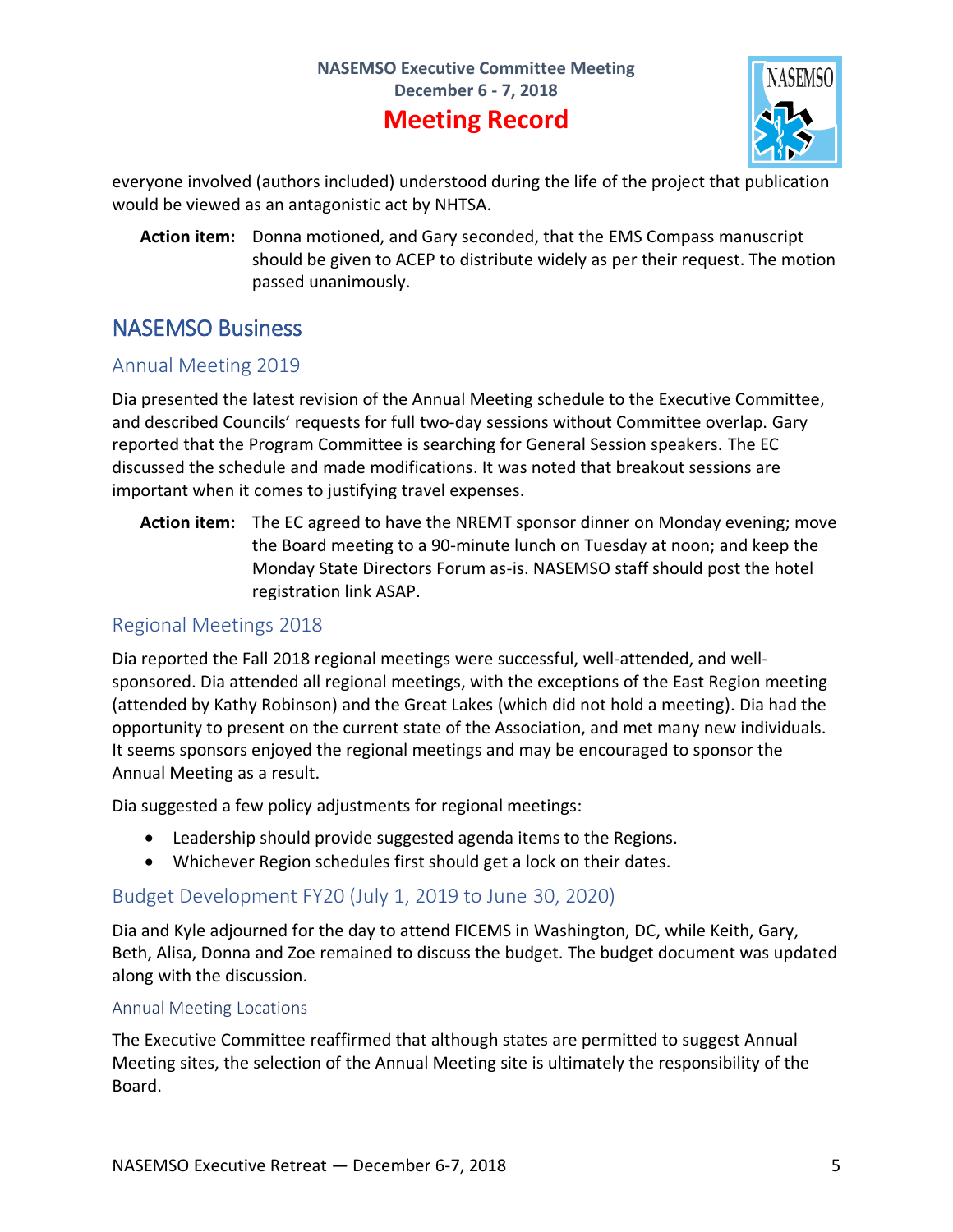everyone involved (authors included) understood during the life of the project that publication would be viewed as an antagonistic act by NHTSA.

**Action item:** Donna motioned, and Gary seconded, that the EMS Compass manuscript should be given to ACEP to distribute widely as per their request. The motion passed unanimously.

## NASEMSO Business

### Annual Meeting 2019

Dia presented the latest revision of the Annual Meeting schedule to the Executive Committee, and described Councils' requests for full two-day sessions without Committee overlap. Gary reported that the Program Committee is searching for General Session speakers. The EC discussed the schedule and made modifications. It was noted that breakout sessions are important when it comes to justifying travel expenses.

**Action item:** The EC agreed to have the NREMT sponsor dinner on Monday evening; move the Board meeting to a 90-minute lunch on Tuesday at noon; and keep the Monday State Directors Forum as-is. NASEMSO staff should post the hotel registration link ASAP.

### Regional Meetings 2018

Dia reported the Fall 2018 regional meetings were successful, well-attended, and well-sponsored. Dia attended all regional meetings, with the exceptions of the East Region meeting (attended by Kathy Robinson) and the Great Lakes (which did not hold a meeting). Dia had the opportunity to present on the current state of the Association, and met many new individuals. It seems sponsors enjoyed the regional meetings and may be encouraged to sponsor the Annual Meeting as a result.

Dia suggested a few policy adjustments for regional meetings:

- Leadership should provide suggested agenda items to the Regions.
- Whichever Region schedules first should get a lock on their dates.

### Budget Development FY20 (July 1, 2019 to June 30, 2020)

Dia and Kyle adjourned for the day to attend FICEMS in Washington, DC, while Keith, Gary, Beth, Alisa, Donna and Zoe remained to discuss the budget. The budget document was updated along with the discussion.

#### Annual Meeting Locations

The Executive Committee reaffirmed that although states are permitted to suggest Annual Meeting sites, the selection of the Annual Meeting site is ultimately the responsibility of the Board.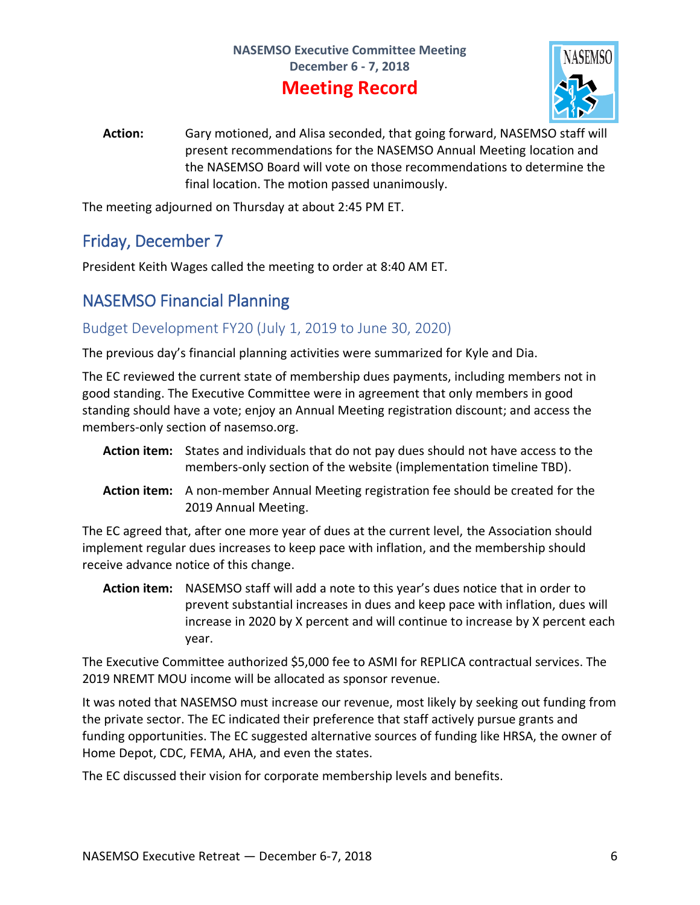**Action:** Gary motioned, and Alisa seconded, that going forward, NASEMSO staff will present recommendations for the NASEMSO Annual Meeting location and the NASEMSO Board will vote on those recommendations to determine the final location. The motion passed unanimously.

The meeting adjourned on Thursday at about 2:45 PM ET.

## Friday, December 7

President Keith Wages called the meeting to order at 8:40 AM ET.

## NASEMSO Financial Planning

### Budget Development FY20 (July 1, 2019 to June 30, 2020)

The previous day's financial planning activities were summarized for Kyle and Dia.

The EC reviewed the current state of membership dues payments, including members not in good standing. The Executive Committee were in agreement that only members in good standing should have a vote; enjoy an Annual Meeting registration discount; and access the members-only section of nasemso.org.

**Action item:** States and individuals that do not pay dues should not have access to the members-only section of the website (implementation timeline TBD).

**Action item:** A non-member Annual Meeting registration fee should be created for the 2019 Annual Meeting.

The EC agreed that, after one more year of dues at the current level, the Association should implement regular dues increases to keep pace with inflation, and the membership should receive advance notice of this change.

**Action item:** NASEMSO staff will add a note to this year's dues notice that in order to prevent substantial increases in dues and keep pace with inflation, dues will increase in 2020 by X percent and will continue to increase by X percent each year.

The Executive Committee authorized $5,000 fee to ASMI for REPLICA contractual services. The 2019 NREMT MOU income will be allocated as sponsor revenue.

It was noted that NASEMSO must increase our revenue, most likely by seeking out funding from the private sector. The EC indicated their preference that staff actively pursue grants and funding opportunities. The EC suggested alternative sources of funding like HRSA, the owner of Home Depot, CDC, FEMA, AHA, and even the states.

The EC discussed their vision for corporate membership levels and benefits.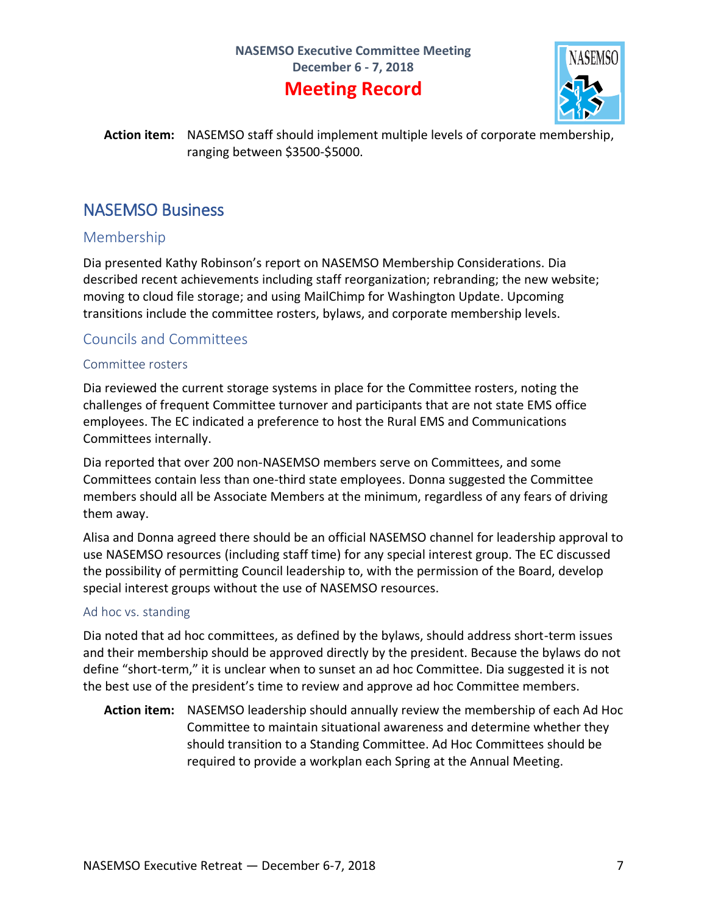**Action item:** NASEMSO staff should implement multiple levels of corporate membership, ranging between $3500-$5000.

## NASEMSO Business

### Membership

Dia presented Kathy Robinson's report on NASEMSO Membership Considerations. Dia described recent achievements including staff reorganization; rebranding; the new website; moving to cloud file storage; and using MailChimp for Washington Update. Upcoming transitions include the committee rosters, bylaws, and corporate membership levels.

### Councils and Committees

#### Committee rosters

Dia reviewed the current storage systems in place for the Committee rosters, noting the challenges of frequent Committee turnover and participants that are not state EMS office employees. The EC indicated a preference to host the Rural EMS and Communications Committees internally.

Dia reported that over 200 non-NASEMSO members serve on Committees, and some Committees contain less than one-third state employees. Donna suggested the Committee members should all be Associate Members at the minimum, regardless of any fears of driving them away.

Alisa and Donna agreed there should be an official NASEMSO channel for leadership approval to use NASEMSO resources (including staff time) for any special interest group. The EC discussed the possibility of permitting Council leadership to, with the permission of the Board, develop special interest groups without the use of NASEMSO resources.

#### Ad hoc vs. standing

Dia noted that ad hoc committees, as defined by the bylaws, should address short-term issues and their membership should be approved directly by the president. Because the bylaws do not define "short-term," it is unclear when to sunset an ad hoc Committee. Dia suggested it is not the best use of the president's time to review and approve ad hoc Committee members.

**Action item:** NASEMSO leadership should annually review the membership of each Ad Hoc Committee to maintain situational awareness and determine whether they should transition to a Standing Committee. Ad Hoc Committees should be required to provide a workplan each Spring at the Annual Meeting.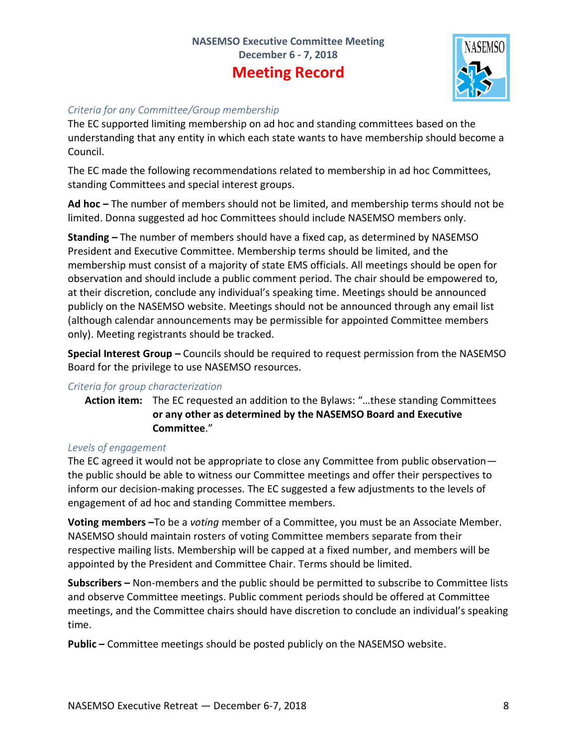### *Criteria for any Committee/Group membership*

The EC supported limiting membership on ad hoc and standing committees based on the understanding that any entity in which each state wants to have membership should become a Council.

The EC made the following recommendations related to membership in ad hoc Committees, standing Committees and special interest groups.

**Ad hoc –** The number of members should not be limited, and membership terms should not be limited. Donna suggested ad hoc Committees should include NASEMSO members only.

**Standing –** The number of members should have a fixed cap, as determined by NASEMSO President and Executive Committee. Membership terms should be limited, and the membership must consist of a majority of state EMS officials. All meetings should be open for observation and should include a public comment period. The chair should be empowered to, at their discretion, conclude any individual's speaking time. Meetings should be announced publicly on the NASEMSO website. Meetings should not be announced through any email list (although calendar announcements may be permissible for appointed Committee members only). Meeting registrants should be tracked.

**Special Interest Group –** Councils should be required to request permission from the NASEMSO Board for the privilege to use NASEMSO resources.

### *Criteria for group characterization*

**Action item:** The EC requested an addition to the Bylaws: "…these standing Committees **or any other as determined by the NASEMSO Board and Executive Committee**."

### *Levels of engagement*

The EC agreed it would not be appropriate to close any Committee from public observation—the public should be able to witness our Committee meetings and offer their perspectives to inform our decision-making processes. The EC suggested a few adjustments to the levels of engagement of ad hoc and standing Committee members.

**Voting members –**To be a *voting* member of a Committee, you must be an Associate Member. NASEMSO should maintain rosters of voting Committee members separate from their respective mailing lists. Membership will be capped at a fixed number, and members will be appointed by the President and Committee Chair. Terms should be limited.

**Subscribers –** Non-members and the public should be permitted to subscribe to Committee lists and observe Committee meetings. Public comment periods should be offered at Committee meetings, and the Committee chairs should have discretion to conclude an individual's speaking time.

**Public –** Committee meetings should be posted publicly on the NASEMSO website.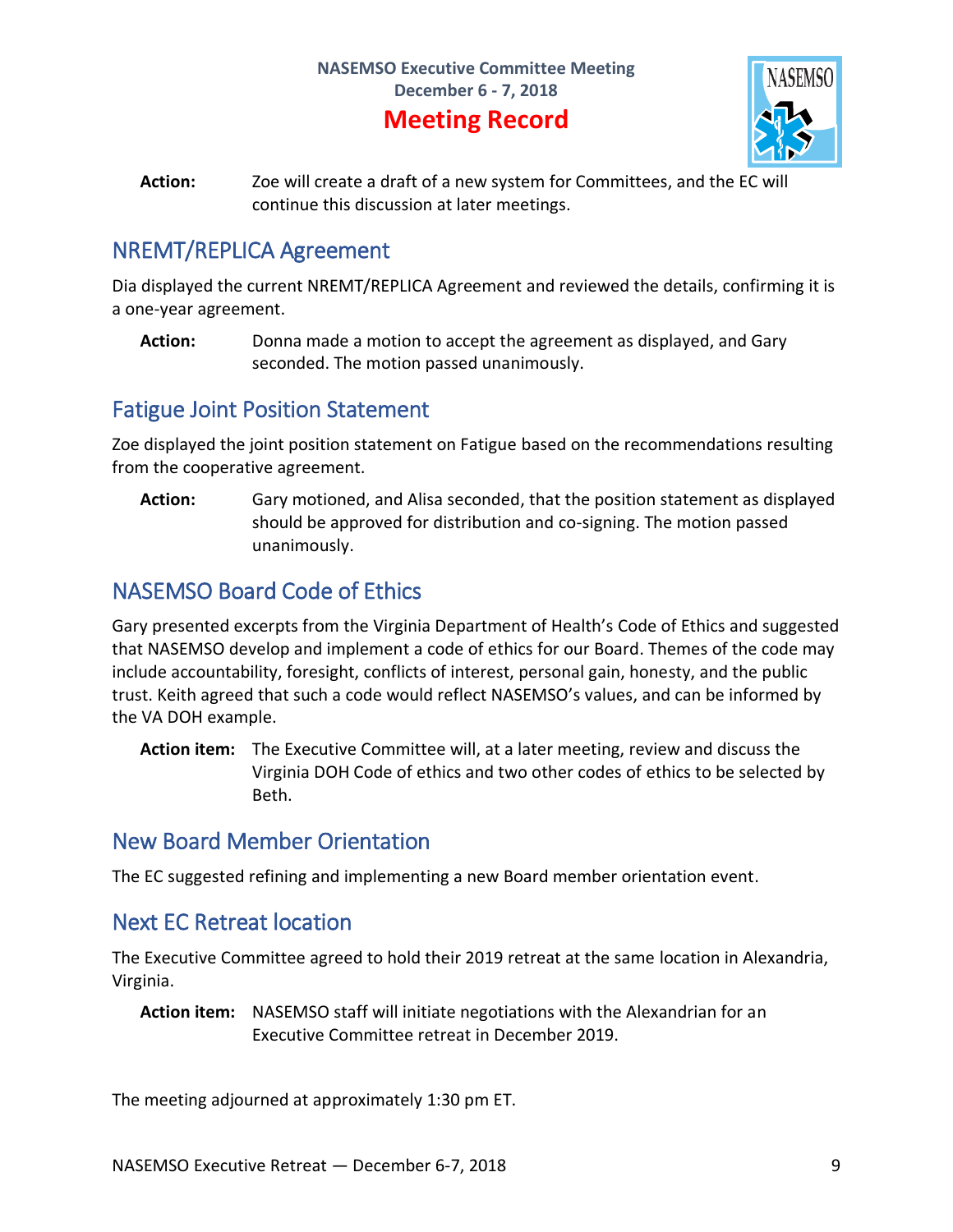**Action:** Zoe will create a draft of a new system for Committees, and the EC will continue this discussion at later meetings.

## NREMT/REPLICA Agreement

Dia displayed the current NREMT/REPLICA Agreement and reviewed the details, confirming it is a one-year agreement.

**Action:** Donna made a motion to accept the agreement as displayed, and Gary seconded. The motion passed unanimously.

## Fatigue Joint Position Statement

Zoe displayed the joint position statement on Fatigue based on the recommendations resulting from the cooperative agreement.

**Action:** Gary motioned, and Alisa seconded, that the position statement as displayed should be approved for distribution and co-signing. The motion passed unanimously.

## NASEMSO Board Code of Ethics

Gary presented excerpts from the Virginia Department of Health's Code of Ethics and suggested that NASEMSO develop and implement a code of ethics for our Board. Themes of the code may include accountability, foresight, conflicts of interest, personal gain, honesty, and the public trust. Keith agreed that such a code would reflect NASEMSO's values, and can be informed by the VA DOH example.

**Action item:** The Executive Committee will, at a later meeting, review and discuss the Virginia DOH Code of ethics and two other codes of ethics to be selected by Beth.

## New Board Member Orientation

The EC suggested refining and implementing a new Board member orientation event.

## Next EC Retreat location

The Executive Committee agreed to hold their 2019 retreat at the same location in Alexandria, Virginia.

**Action item:** NASEMSO staff will initiate negotiations with the Alexandrian for an Executive Committee retreat in December 2019.

The meeting adjourned at approximately 1:30 pm ET.